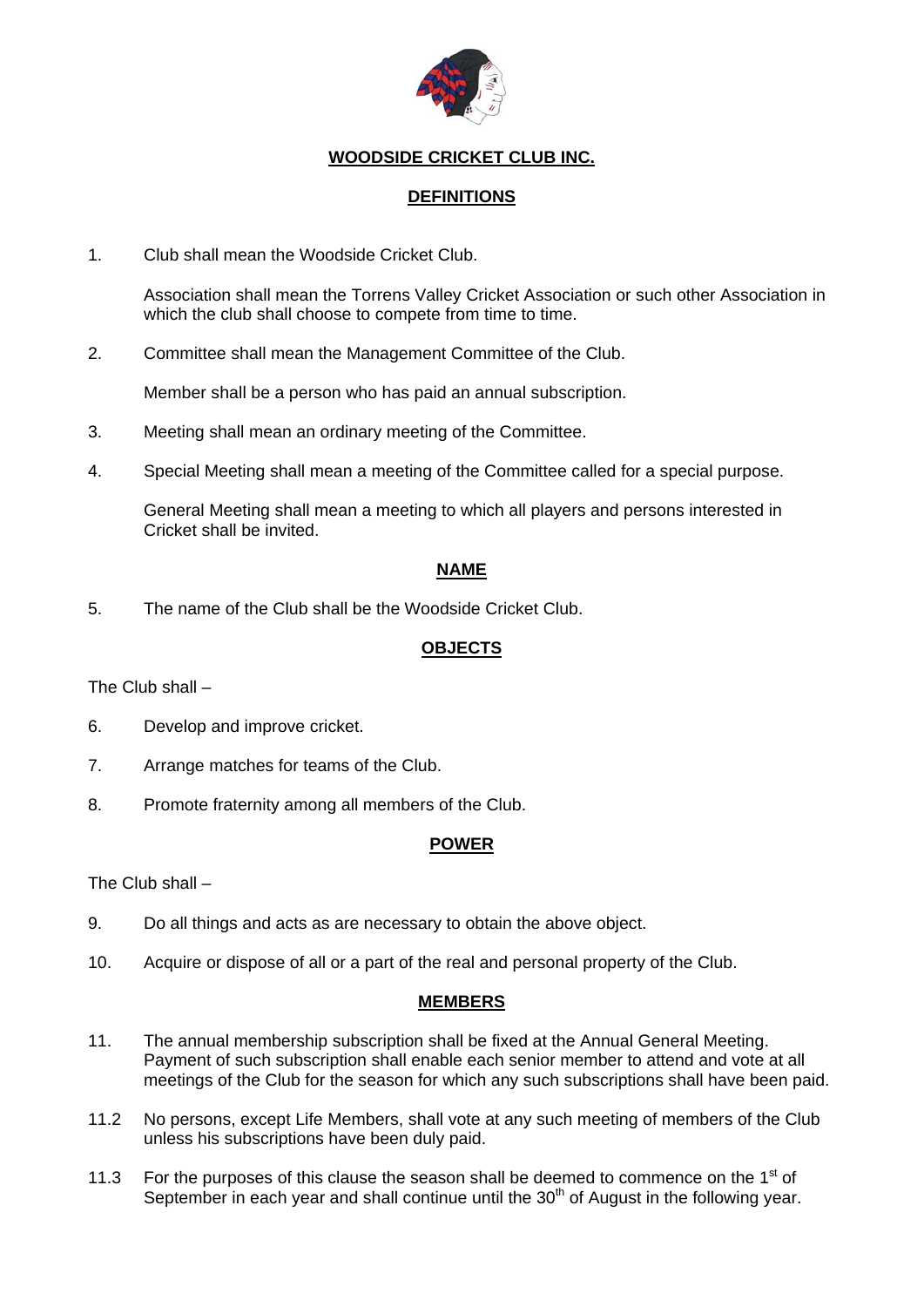# WOODSIDE CRICKET CLUB INC.

## DEFINITIONS

1. Club shall mean the Woodside Cricket Club.

   Association shall mean the Torrens Valley Cricket Association or such other Association in which the club shall choose to compete from time to time.

2. Committee shall mean the Management Committee of the Club.

   Member shall be a person who has paid an annual subscription.

3. Meeting shall mean an ordinary meeting of the Committee.

4. Special Meeting shall mean a meeting of the Committee called for a special purpose.

   General Meeting shall mean a meeting to which all players and persons interested in Cricket shall be invited.

## NAME

5. The name of the Club shall be the Woodside Cricket Club.

## OBJECTS

The Club shall –

6. Develop and improve cricket.

7. Arrange matches for teams of the Club.

8. Promote fraternity among all members of the Club.

## POWER

The Club shall –

9. Do all things and acts as are necessary to obtain the above object.

10. Acquire or dispose of all or a part of the real and personal property of the Club.

## MEMBERS

11. The annual membership subscription shall be fixed at the Annual General Meeting. Payment of such subscription shall enable each senior member to attend and vote at all meetings of the Club for the season for which any such subscriptions shall have been paid.

11.2 No persons, except Life Members, shall vote at any such meeting of members of the Club unless his subscriptions have been duly paid.

11.3 For the purposes of this clause the season shall be deemed to commence on the 1st of September in each year and shall continue until the 30th of August in the following year.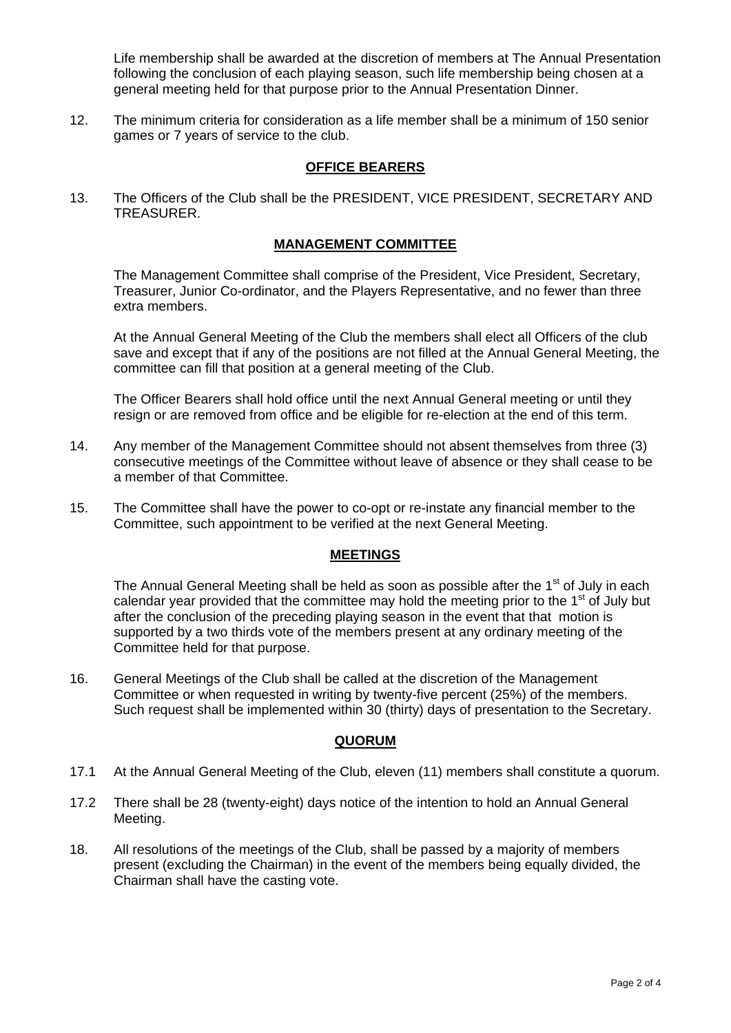Life membership shall be awarded at the discretion of members at The Annual Presentation following the conclusion of each playing season, such life membership being chosen at a general meeting held for that purpose prior to the Annual Presentation Dinner.

12. The minimum criteria for consideration as a life member shall be a minimum of 150 senior games or 7 years of service to the club.

## OFFICE BEARERS

13. The Officers of the Club shall be the PRESIDENT, VICE PRESIDENT, SECRETARY AND TREASURER.

## MANAGEMENT COMMITTEE

The Management Committee shall comprise of the President, Vice President, Secretary, Treasurer, Junior Co-ordinator, and the Players Representative, and no fewer than three extra members.

At the Annual General Meeting of the Club the members shall elect all Officers of the club save and except that if any of the positions are not filled at the Annual General Meeting, the committee can fill that position at a general meeting of the Club.

The Officer Bearers shall hold office until the next Annual General meeting or until they resign or are removed from office and be eligible for re-election at the end of this term.

14. Any member of the Management Committee should not absent themselves from three (3) consecutive meetings of the Committee without leave of absence or they shall cease to be a member of that Committee.

15. The Committee shall have the power to co-opt or re-instate any financial member to the Committee, such appointment to be verified at the next General Meeting.

## MEETINGS

The Annual General Meeting shall be held as soon as possible after the 1st of July in each calendar year provided that the committee may hold the meeting prior to the 1st of July but after the conclusion of the preceding playing season in the event that that motion is supported by a two thirds vote of the members present at any ordinary meeting of the Committee held for that purpose.

16. General Meetings of the Club shall be called at the discretion of the Management Committee or when requested in writing by twenty-five percent (25%) of the members. Such request shall be implemented within 30 (thirty) days of presentation to the Secretary.

## QUORUM

17.1 At the Annual General Meeting of the Club, eleven (11) members shall constitute a quorum.

17.2 There shall be 28 (twenty-eight) days notice of the intention to hold an Annual General Meeting.

18. All resolutions of the meetings of the Club, shall be passed by a majority of members present (excluding the Chairman) in the event of the members being equally divided, the Chairman shall have the casting vote.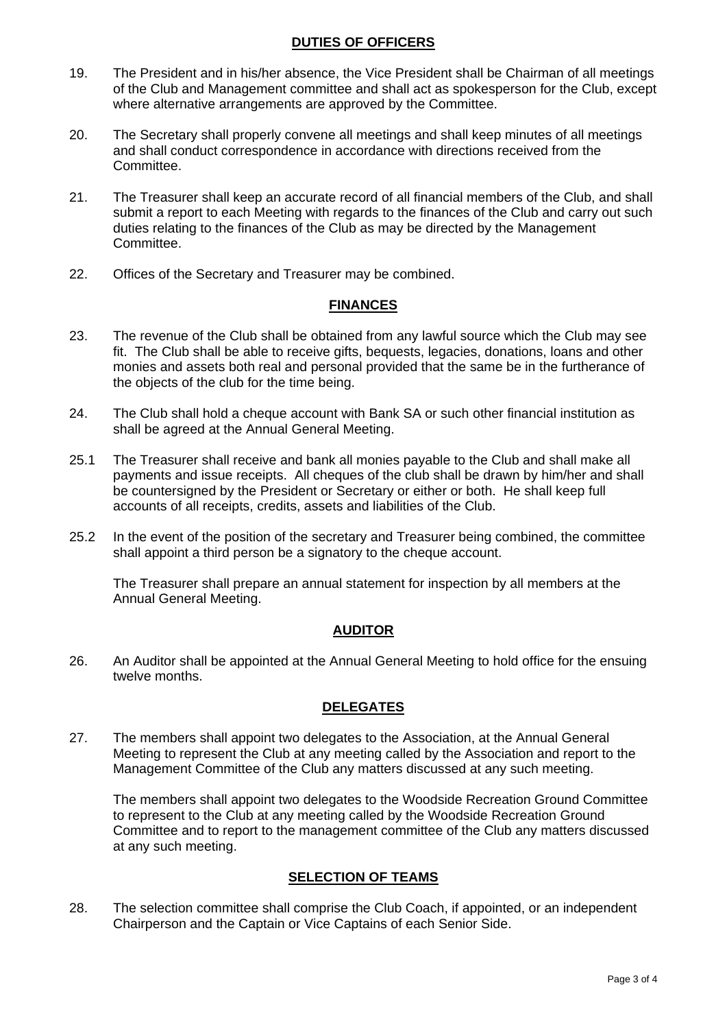## DUTIES OF OFFICERS

19. The President and in his/her absence, the Vice President shall be Chairman of all meetings of the Club and Management committee and shall act as spokesperson for the Club, except where alternative arrangements are approved by the Committee.

20. The Secretary shall properly convene all meetings and shall keep minutes of all meetings and shall conduct correspondence in accordance with directions received from the Committee.

21. The Treasurer shall keep an accurate record of all financial members of the Club, and shall submit a report to each Meeting with regards to the finances of the Club and carry out such duties relating to the finances of the Club as may be directed by the Management Committee.

22. Offices of the Secretary and Treasurer may be combined.

## FINANCES

23. The revenue of the Club shall be obtained from any lawful source which the Club may see fit. The Club shall be able to receive gifts, bequests, legacies, donations, loans and other monies and assets both real and personal provided that the same be in the furtherance of the objects of the club for the time being.

24. The Club shall hold a cheque account with Bank SA or such other financial institution as shall be agreed at the Annual General Meeting.

25.1 The Treasurer shall receive and bank all monies payable to the Club and shall make all payments and issue receipts. All cheques of the club shall be drawn by him/her and shall be countersigned by the President or Secretary or either or both. He shall keep full accounts of all receipts, credits, assets and liabilities of the Club.

25.2 In the event of the position of the secretary and Treasurer being combined, the committee shall appoint a third person be a signatory to the cheque account.

The Treasurer shall prepare an annual statement for inspection by all members at the Annual General Meeting.

## AUDITOR

26. An Auditor shall be appointed at the Annual General Meeting to hold office for the ensuing twelve months.

## DELEGATES

27. The members shall appoint two delegates to the Association, at the Annual General Meeting to represent the Club at any meeting called by the Association and report to the Management Committee of the Club any matters discussed at any such meeting.

The members shall appoint two delegates to the Woodside Recreation Ground Committee to represent to the Club at any meeting called by the Woodside Recreation Ground Committee and to report to the management committee of the Club any matters discussed at any such meeting.

## SELECTION OF TEAMS

28. The selection committee shall comprise the Club Coach, if appointed, or an independent Chairperson and the Captain or Vice Captains of each Senior Side.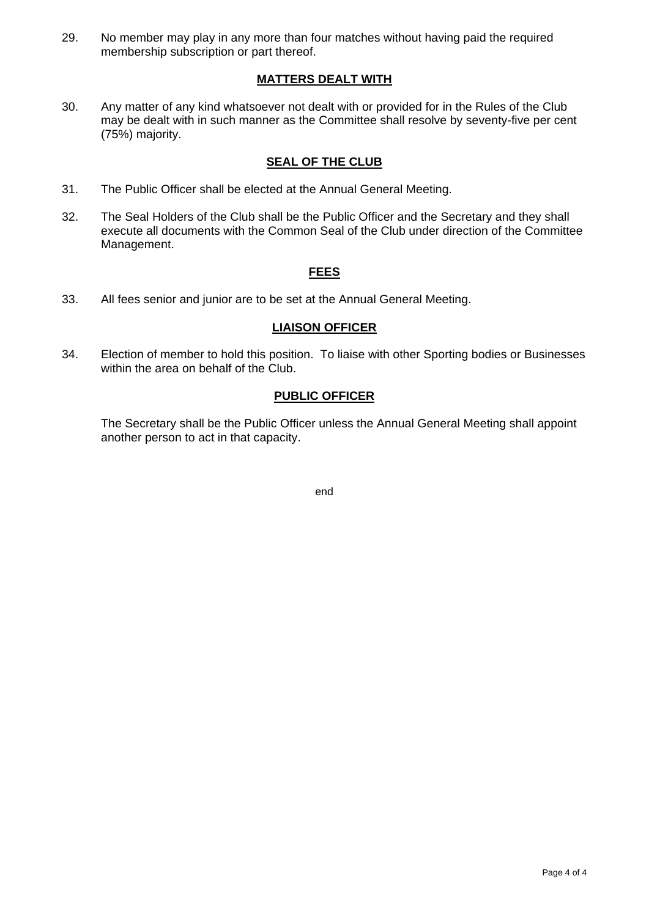29. No member may play in any more than four matches without having paid the required membership subscription or part thereof.

## MATTERS DEALT WITH

30. Any matter of any kind whatsoever not dealt with or provided for in the Rules of the Club may be dealt with in such manner as the Committee shall resolve by seventy-five per cent (75%) majority.

## SEAL OF THE CLUB

31. The Public Officer shall be elected at the Annual General Meeting.

32. The Seal Holders of the Club shall be the Public Officer and the Secretary and they shall execute all documents with the Common Seal of the Club under direction of the Committee Management.

## FEES

33. All fees senior and junior are to be set at the Annual General Meeting.

## LIAISON OFFICER

34. Election of member to hold this position. To liaise with other Sporting bodies or Businesses within the area on behalf of the Club.

## PUBLIC OFFICER

The Secretary shall be the Public Officer unless the Annual General Meeting shall appoint another person to act in that capacity.

end